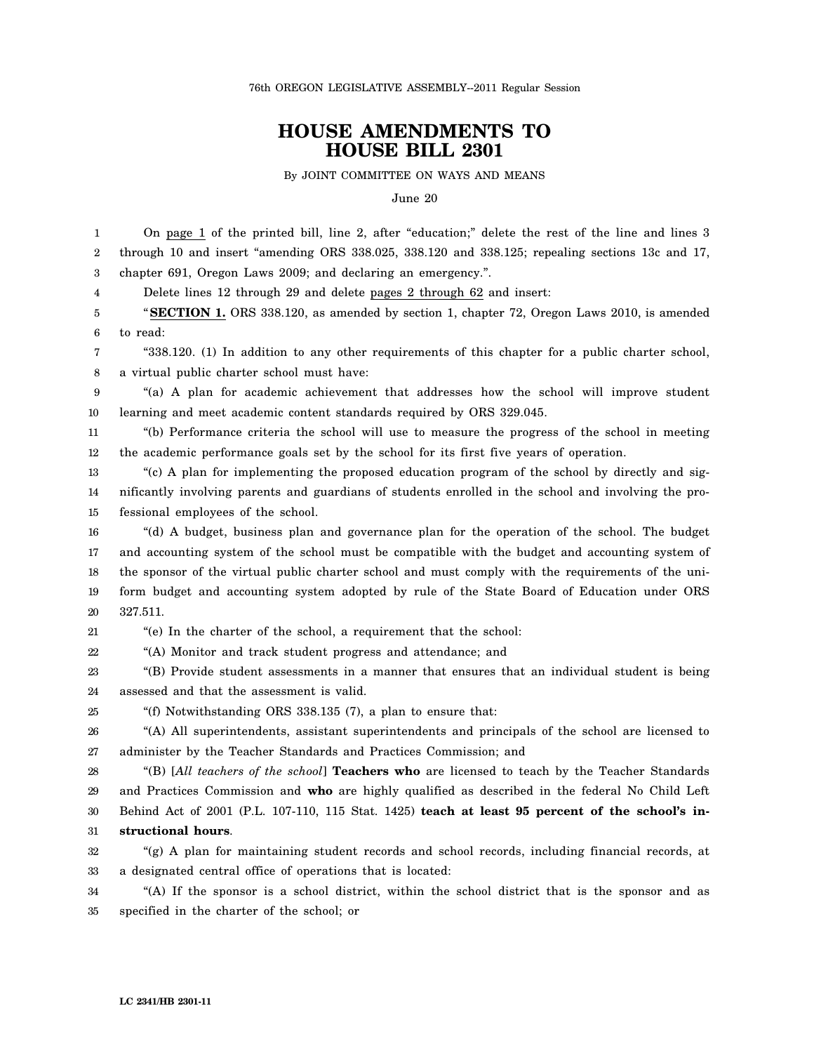76th OREGON LEGISLATIVE ASSEMBLY--2011 Regular Session

# HOUSE AMENDMENTS TO HOUSE BILL 2301

By JOINT COMMITTEE ON WAYS AND MEANS

June 20

On page 1 of the printed bill, line 2, after "education;" delete the rest of the line and lines 3 through 10 and insert "amending ORS 338.025, 338.120 and 338.125; repealing sections 13c and 17, chapter 691, Oregon Laws 2009; and declaring an emergency.".

Delete lines 12 through 29 and delete pages 2 through 62 and insert:

"**SECTION 1.** ORS 338.120, as amended by section 1, chapter 72, Oregon Laws 2010, is amended to read:

"338.120. (1) In addition to any other requirements of this chapter for a public charter school, a virtual public charter school must have:

"(a) A plan for academic achievement that addresses how the school will improve student learning and meet academic content standards required by ORS 329.045.

"(b) Performance criteria the school will use to measure the progress of the school in meeting the academic performance goals set by the school for its first five years of operation.

"(c) A plan for implementing the proposed education program of the school by directly and significantly involving parents and guardians of students enrolled in the school and involving the professional employees of the school.

"(d) A budget, business plan and governance plan for the operation of the school. The budget and accounting system of the school must be compatible with the budget and accounting system of the sponsor of the virtual public charter school and must comply with the requirements of the uniform budget and accounting system adopted by rule of the State Board of Education under ORS 327.511.

"(e) In the charter of the school, a requirement that the school:

"(A) Monitor and track student progress and attendance; and

"(B) Provide student assessments in a manner that ensures that an individual student is being assessed and that the assessment is valid.

"(f) Notwithstanding ORS 338.135 (7), a plan to ensure that:

"(A) All superintendents, assistant superintendents and principals of the school are licensed to administer by the Teacher Standards and Practices Commission; and

"(B) [*All teachers of the school*] **Teachers who** are licensed to teach by the Teacher Standards and Practices Commission and **who** are highly qualified as described in the federal No Child Left Behind Act of 2001 (P.L. 107-110, 115 Stat. 1425) **teach at least 95 percent of the school's instructional hours**.

"(g) A plan for maintaining student records and school records, including financial records, at a designated central office of operations that is located:

"(A) If the sponsor is a school district, within the school district that is the sponsor and as specified in the charter of the school; or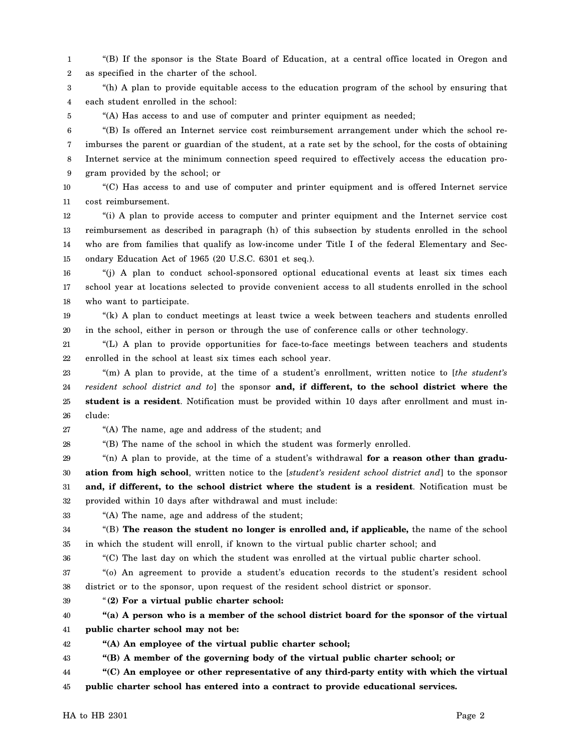"(B) If the sponsor is the State Board of Education, at a central office located in Oregon and as specified in the charter of the school.

"(h) A plan to provide equitable access to the education program of the school by ensuring that each student enrolled in the school:

"(A) Has access to and use of computer and printer equipment as needed;

"(B) Is offered an Internet service cost reimbursement arrangement under which the school reimburses the parent or guardian of the student, at a rate set by the school, for the costs of obtaining Internet service at the minimum connection speed required to effectively access the education program provided by the school; or

"(C) Has access to and use of computer and printer equipment and is offered Internet service cost reimbursement.

"(i) A plan to provide access to computer and printer equipment and the Internet service cost reimbursement as described in paragraph (h) of this subsection by students enrolled in the school who are from families that qualify as low-income under Title I of the federal Elementary and Secondary Education Act of 1965 (20 U.S.C. 6301 et seq.).

"(j) A plan to conduct school-sponsored optional educational events at least six times each school year at locations selected to provide convenient access to all students enrolled in the school who want to participate.

"(k) A plan to conduct meetings at least twice a week between teachers and students enrolled in the school, either in person or through the use of conference calls or other technology.

"(L) A plan to provide opportunities for face-to-face meetings between teachers and students enrolled in the school at least six times each school year.

"(m) A plan to provide, at the time of a student's enrollment, written notice to [*the student's resident school district and to*] the sponsor **and, if different, to the school district where the student is a resident**. Notification must be provided within 10 days after enrollment and must include:

"(A) The name, age and address of the student; and

"(B) The name of the school in which the student was formerly enrolled.

"(n) A plan to provide, at the time of a student's withdrawal **for a reason other than graduation from high school**, written notice to the [*student's resident school district and*] to the sponsor **and, if different, to the school district where the student is a resident**. Notification must be provided within 10 days after withdrawal and must include:

"(A) The name, age and address of the student;

"(B) **The reason the student no longer is enrolled and, if applicable,** the name of the school in which the student will enroll, if known to the virtual public charter school; and

"(C) The last day on which the student was enrolled at the virtual public charter school.

"(o) An agreement to provide a student's education records to the student's resident school district or to the sponsor, upon request of the resident school district or sponsor.

"**(2) For a virtual public charter school:**

**"(a) A person who is a member of the school district board for the sponsor of the virtual public charter school may not be:**

**"(A) An employee of the virtual public charter school;**

**"(B) A member of the governing body of the virtual public charter school; or**

**"(C) An employee or other representative of any third-party entity with which the virtual public charter school has entered into a contract to provide educational services.**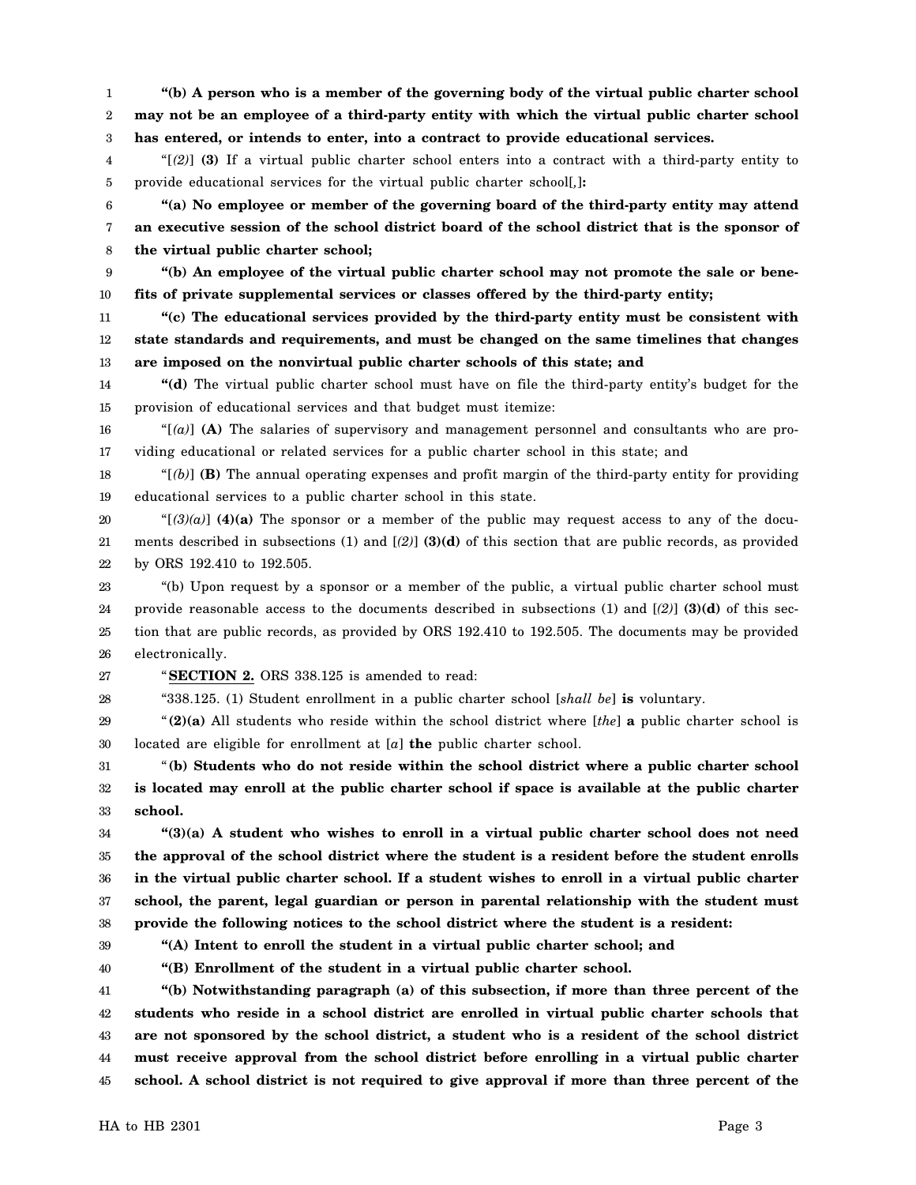**"(b) A person who is a member of the governing body of the virtual public charter school may not be an employee of a third-party entity with which the virtual public charter school has entered, or intends to enter, into a contract to provide educational services.**

"[*(2)*] **(3)** If a virtual public charter school enters into a contract with a third-party entity to provide educational services for the virtual public charter school[*,*]**:**

**"(a) No employee or member of the governing board of the third-party entity may attend an executive session of the school district board of the school district that is the sponsor of the virtual public charter school;**

**"(b) An employee of the virtual public charter school may not promote the sale or benefits of private supplemental services or classes offered by the third-party entity;**

**"(c) The educational services provided by the third-party entity must be consistent with state standards and requirements, and must be changed on the same timelines that changes are imposed on the nonvirtual public charter schools of this state; and**

**"(d)** The virtual public charter school must have on file the third-party entity's budget for the provision of educational services and that budget must itemize:

"[*(a)*] **(A)** The salaries of supervisory and management personnel and consultants who are providing educational or related services for a public charter school in this state; and

"[*(b)*] **(B)** The annual operating expenses and profit margin of the third-party entity for providing educational services to a public charter school in this state.

"[*(3)(a)*] **(4)(a)** The sponsor or a member of the public may request access to any of the documents described in subsections (1) and [*(2)*] **(3)(d)** of this section that are public records, as provided by ORS 192.410 to 192.505.

"(b) Upon request by a sponsor or a member of the public, a virtual public charter school must provide reasonable access to the documents described in subsections (1) and [*(2)*] **(3)(d)** of this section that are public records, as provided by ORS 192.410 to 192.505. The documents may be provided electronically.

"**SECTION 2.** ORS 338.125 is amended to read:

"338.125. (1) Student enrollment in a public charter school [*shall be*] **is** voluntary.

"**(2)(a)** All students who reside within the school district where [*the*] **a** public charter school is located are eligible for enrollment at [*a*] **the** public charter school.

"**(b) Students who do not reside within the school district where a public charter school is located may enroll at the public charter school if space is available at the public charter school.**

**"(3)(a) A student who wishes to enroll in a virtual public charter school does not need the approval of the school district where the student is a resident before the student enrolls in the virtual public charter school. If a student wishes to enroll in a virtual public charter school, the parent, legal guardian or person in parental relationship with the student must provide the following notices to the school district where the student is a resident:**

**"(A) Intent to enroll the student in a virtual public charter school; and**

**"(B) Enrollment of the student in a virtual public charter school.**

**"(b) Notwithstanding paragraph (a) of this subsection, if more than three percent of the students who reside in a school district are enrolled in virtual public charter schools that are not sponsored by the school district, a student who is a resident of the school district must receive approval from the school district before enrolling in a virtual public charter school. A school district is not required to give approval if more than three percent of the**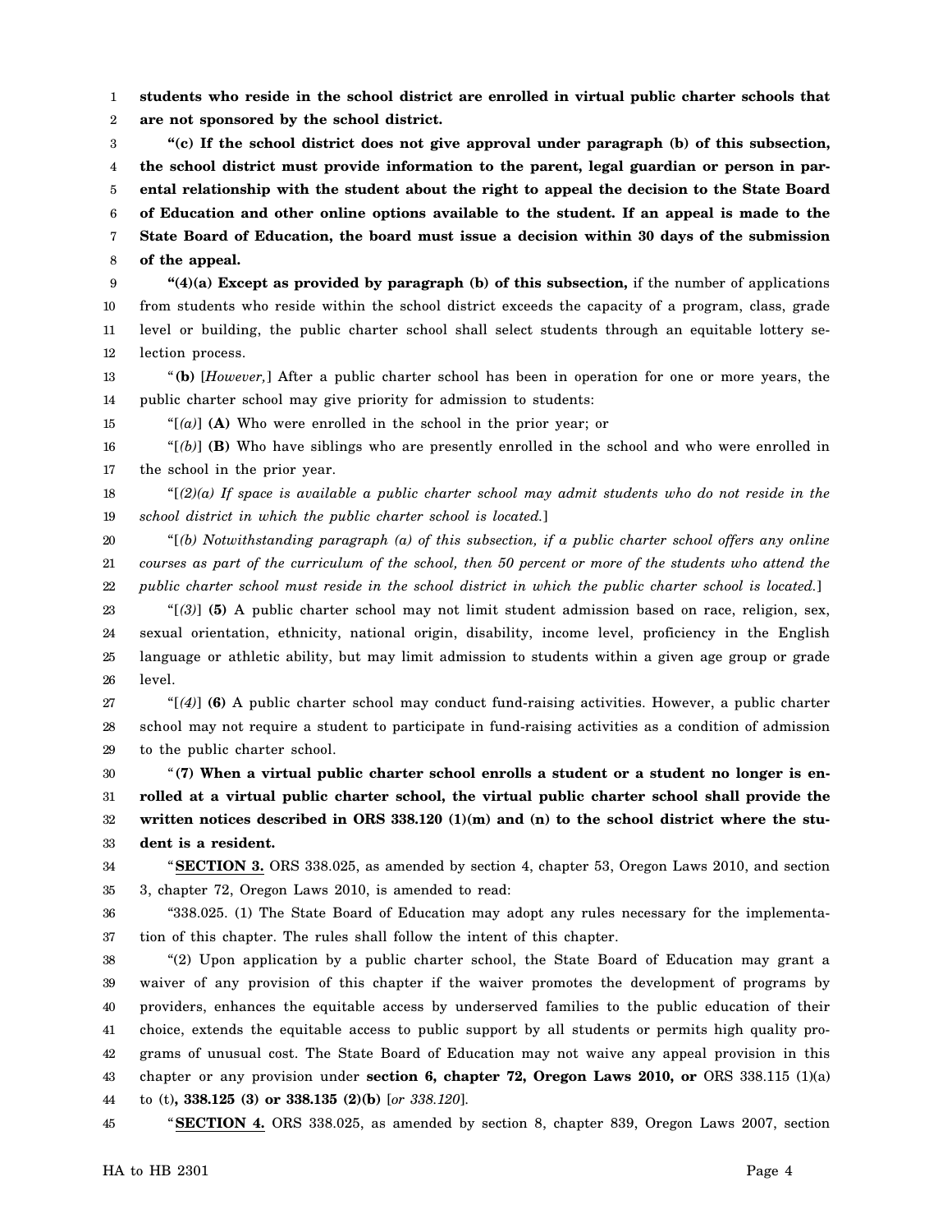**students who reside in the school district are enrolled in virtual public charter schools that are not sponsored by the school district.**

**"(c) If the school district does not give approval under paragraph (b) of this subsection, the school district must provide information to the parent, legal guardian or person in parental relationship with the student about the right to appeal the decision to the State Board of Education and other online options available to the student. If an appeal is made to the State Board of Education, the board must issue a decision within 30 days of the submission of the appeal.**

**"(4)(a) Except as provided by paragraph (b) of this subsection,** if the number of applications from students who reside within the school district exceeds the capacity of a program, class, grade level or building, the public charter school shall select students through an equitable lottery selection process.

"**(b)** [*However,*] After a public charter school has been in operation for one or more years, the public charter school may give priority for admission to students:

"[*(a)*] **(A)** Who were enrolled in the school in the prior year; or

"[*(b)*] **(B)** Who have siblings who are presently enrolled in the school and who were enrolled in the school in the prior year.

"[*(2)(a) If space is available a public charter school may admit students who do not reside in the school district in which the public charter school is located.*]

"[*(b) Notwithstanding paragraph (a) of this subsection, if a public charter school offers any online courses as part of the curriculum of the school, then 50 percent or more of the students who attend the public charter school must reside in the school district in which the public charter school is located.*]

"[*(3)*] **(5)** A public charter school may not limit student admission based on race, religion, sex, sexual orientation, ethnicity, national origin, disability, income level, proficiency in the English language or athletic ability, but may limit admission to students within a given age group or grade level.

"[*(4)*] **(6)** A public charter school may conduct fund-raising activities. However, a public charter school may not require a student to participate in fund-raising activities as a condition of admission to the public charter school.

"**(7) When a virtual public charter school enrolls a student or a student no longer is enrolled at a virtual public charter school, the virtual public charter school shall provide the written notices described in ORS 338.120 (1)(m) and (n) to the school district where the student is a resident.**

"**SECTION 3.** ORS 338.025, as amended by section 4, chapter 53, Oregon Laws 2010, and section 3, chapter 72, Oregon Laws 2010, is amended to read:

"338.025. (1) The State Board of Education may adopt any rules necessary for the implementation of this chapter. The rules shall follow the intent of this chapter.

"(2) Upon application by a public charter school, the State Board of Education may grant a waiver of any provision of this chapter if the waiver promotes the development of programs by providers, enhances the equitable access by underserved families to the public education of their choice, extends the equitable access to public support by all students or permits high quality programs of unusual cost. The State Board of Education may not waive any appeal provision in this chapter or any provision under **section 6, chapter 72, Oregon Laws 2010, or** ORS 338.115 (1)(a) to (t)**, 338.125 (3) or 338.135 (2)(b)** [*or 338.120*].

"**SECTION 4.** ORS 338.025, as amended by section 8, chapter 839, Oregon Laws 2007, section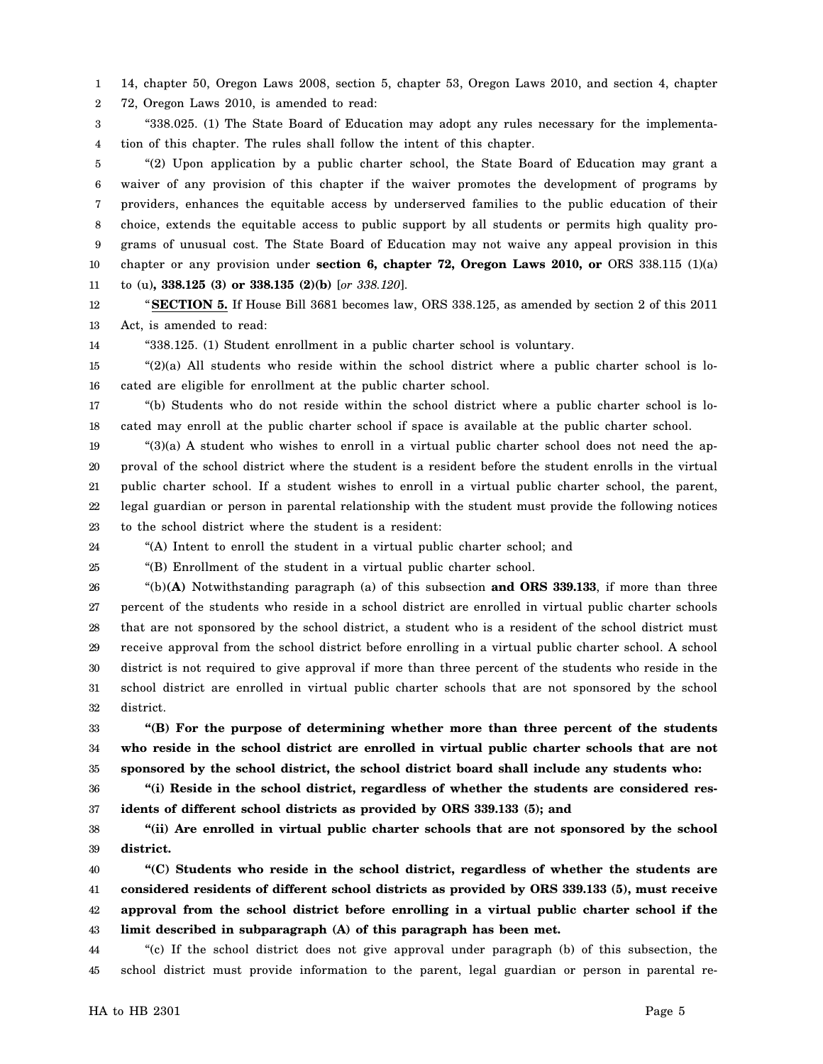14, chapter 50, Oregon Laws 2008, section 5, chapter 53, Oregon Laws 2010, and section 4, chapter 72, Oregon Laws 2010, is amended to read:

"338.025. (1) The State Board of Education may adopt any rules necessary for the implementation of this chapter. The rules shall follow the intent of this chapter.

"(2) Upon application by a public charter school, the State Board of Education may grant a waiver of any provision of this chapter if the waiver promotes the development of programs by providers, enhances the equitable access by underserved families to the public education of their choice, extends the equitable access to public support by all students or permits high quality programs of unusual cost. The State Board of Education may not waive any appeal provision in this chapter or any provision under **section 6, chapter 72, Oregon Laws 2010, or** ORS 338.115 (1)(a) to (u)**, 338.125 (3) or 338.135 (2)(b)** [*or 338.120*].

"**SECTION 5.** If House Bill 3681 becomes law, ORS 338.125, as amended by section 2 of this 2011 Act, is amended to read:

"338.125. (1) Student enrollment in a public charter school is voluntary.

"(2)(a) All students who reside within the school district where a public charter school is located are eligible for enrollment at the public charter school.

"(b) Students who do not reside within the school district where a public charter school is located may enroll at the public charter school if space is available at the public charter school.

"(3)(a) A student who wishes to enroll in a virtual public charter school does not need the approval of the school district where the student is a resident before the student enrolls in the virtual public charter school. If a student wishes to enroll in a virtual public charter school, the parent, legal guardian or person in parental relationship with the student must provide the following notices to the school district where the student is a resident:

"(A) Intent to enroll the student in a virtual public charter school; and

"(B) Enrollment of the student in a virtual public charter school.

"(b)**(A)** Notwithstanding paragraph (a) of this subsection **and ORS 339.133**, if more than three percent of the students who reside in a school district are enrolled in virtual public charter schools that are not sponsored by the school district, a student who is a resident of the school district must receive approval from the school district before enrolling in a virtual public charter school. A school district is not required to give approval if more than three percent of the students who reside in the school district are enrolled in virtual public charter schools that are not sponsored by the school district.

**"(B) For the purpose of determining whether more than three percent of the students who reside in the school district are enrolled in virtual public charter schools that are not sponsored by the school district, the school district board shall include any students who:**

**"(i) Reside in the school district, regardless of whether the students are considered residents of different school districts as provided by ORS 339.133 (5); and**

**"(ii) Are enrolled in virtual public charter schools that are not sponsored by the school district.**

**"(C) Students who reside in the school district, regardless of whether the students are considered residents of different school districts as provided by ORS 339.133 (5), must receive approval from the school district before enrolling in a virtual public charter school if the limit described in subparagraph (A) of this paragraph has been met.**

"(c) If the school district does not give approval under paragraph (b) of this subsection, the school district must provide information to the parent, legal guardian or person in parental re-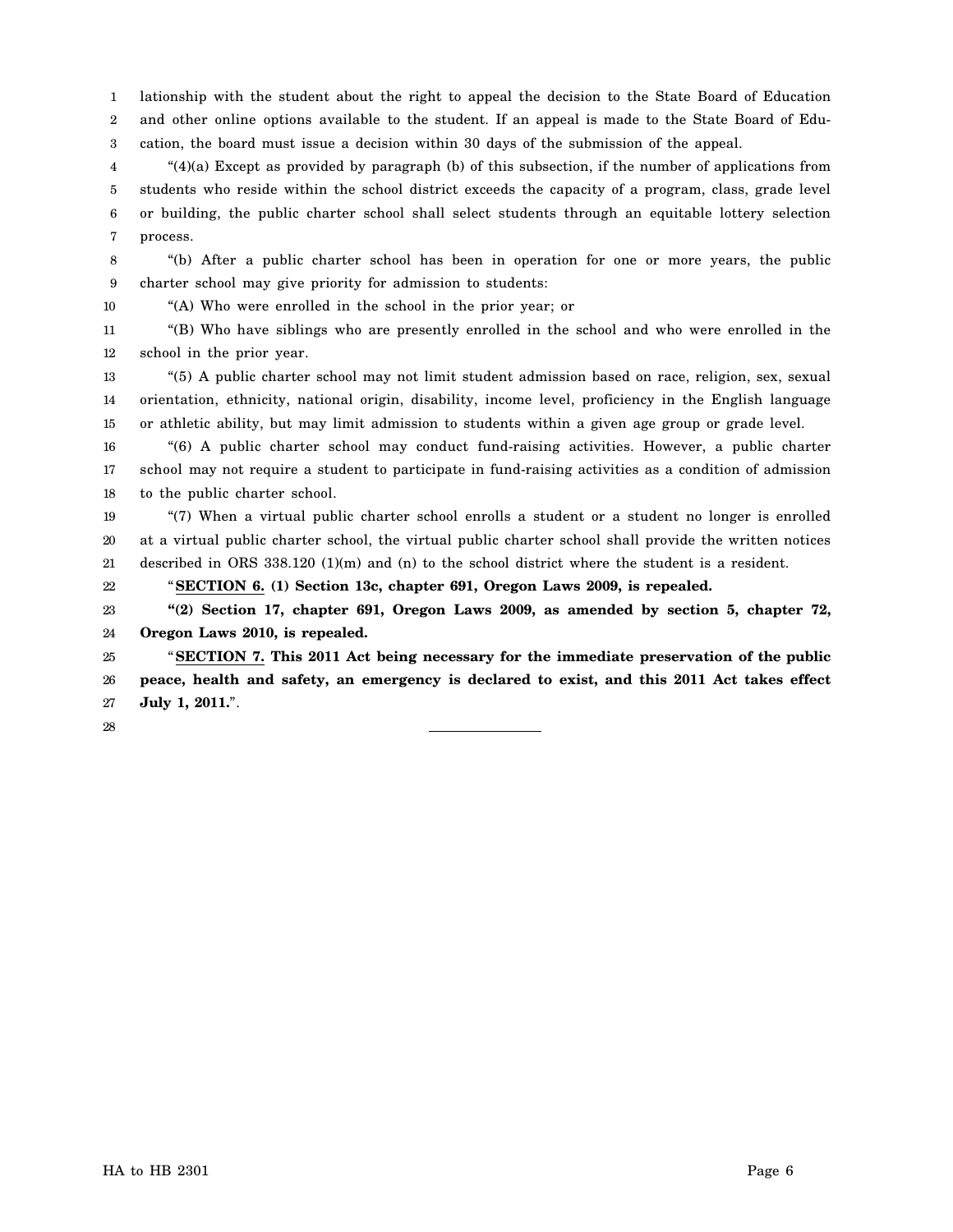lationship with the student about the right to appeal the decision to the State Board of Education and other online options available to the student. If an appeal is made to the State Board of Education, the board must issue a decision within 30 days of the submission of the appeal.

"(4)(a) Except as provided by paragraph (b) of this subsection, if the number of applications from students who reside within the school district exceeds the capacity of a program, class, grade level or building, the public charter school shall select students through an equitable lottery selection process.

"(b) After a public charter school has been in operation for one or more years, the public charter school may give priority for admission to students:

"(A) Who were enrolled in the school in the prior year; or

"(B) Who have siblings who are presently enrolled in the school and who were enrolled in the school in the prior year.

"(5) A public charter school may not limit student admission based on race, religion, sex, sexual orientation, ethnicity, national origin, disability, income level, proficiency in the English language or athletic ability, but may limit admission to students within a given age group or grade level.

"(6) A public charter school may conduct fund-raising activities. However, a public charter school may not require a student to participate in fund-raising activities as a condition of admission to the public charter school.

"(7) When a virtual public charter school enrolls a student or a student no longer is enrolled at a virtual public charter school, the virtual public charter school shall provide the written notices described in ORS 338.120 (1)(m) and (n) to the school district where the student is a resident.

"**SECTION 6. (1) Section 13c, chapter 691, Oregon Laws 2009, is repealed.**

**"(2) Section 17, chapter 691, Oregon Laws 2009, as amended by section 5, chapter 72, Oregon Laws 2010, is repealed.**

"**SECTION 7. This 2011 Act being necessary for the immediate preservation of the public peace, health and safety, an emergency is declared to exist, and this 2011 Act takes effect July 1, 2011.**".